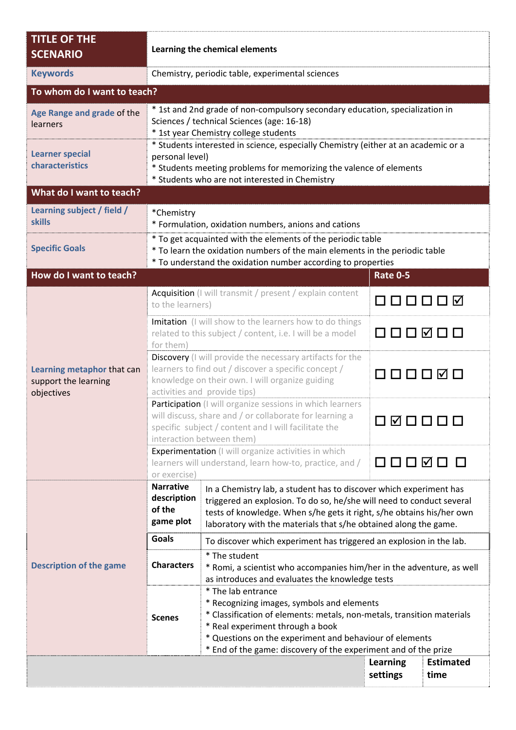| TITLE OF THE SCENARIO | Learning the chemical elements | | |
|---|---|---|---|
| Keywords | Chemistry, periodic table, experimental sciences | | |
| **To whom do I want to teach?** | | | |
| Age Range and grade of the learners | * 1st and 2nd grade of non-compulsory secondary education, specialization in Sciences / technical Sciences (age: 16-18)<br>* 1st year Chemistry college students | | |
| Learner special characteristics | * Students interested in science, especially Chemistry (either at an academic or a personal level)<br>* Students meeting problems for memorizing the valence of elements<br>* Students who are not interested in Chemistry | | |
| **What do I want to teach?** | | | |
| Learning subject / field / skills | *Chemistry<br>* Formulation, oxidation numbers, anions and cations | | |
| Specific Goals | * To get acquainted with the elements of the periodic table<br>* To learn the oxidation numbers of the main elements in the periodic table<br>* To understand the oxidation number according to properties | | |
| **How do I want to teach?** | | | **Rate 0-5** |
| Learning metaphor that can support the learning objectives | Acquisition (I will transmit / present / explain content to the learners) | | ☐ ☐ ☐ ☐ ☐ ☑ |
| | Imitation (I will show to the learners how to do things related to this subject / content, i.e. I will be a model for them) | | ☐ ☐ ☐ ☑ ☐ ☐ |
| | Discovery (I will provide the necessary artifacts for the learners to find out / discover a specific concept / knowledge on their own. I will organize guiding activities and provide tips) | | ☐ ☐ ☐ ☐ ☑ ☐ |
| | Participation (I will organize sessions in which learners will discuss, share and / or collaborate for learning a specific subject / content and I will facilitate the interaction between them) | | ☐ ☑ ☐ ☐ ☐ ☐ |
| | Experimentation (I will organize activities in which learners will understand, learn how-to, practice, and / or exercise) | | ☐ ☐ ☐ ☑ ☐ ☐ |
| Description of the game | **Narrative description of the game plot** | In a Chemistry lab, a student has to discover which experiment has triggered an explosion. To do so, he/she will need to conduct several tests of knowledge. When s/he gets it right, s/he obtains his/her own laboratory with the materials that s/he obtained along the game. | |
| | **Goals** | To discover which experiment has triggered an explosion in the lab. | |
| | **Characters** | * The student<br>* Romi, a scientist who accompanies him/her in the adventure, as well as introduces and evaluates the knowledge tests | |
| | **Scenes** | * The lab entrance<br>* Recognizing images, symbols and elements<br>* Classification of elements: metals, non-metals, transition materials<br>* Real experiment through a book<br>* Questions on the experiment and behaviour of elements<br>* End of the game: discovery of the experiment and of the prize | |
| | | **Learning settings** | **Estimated time** |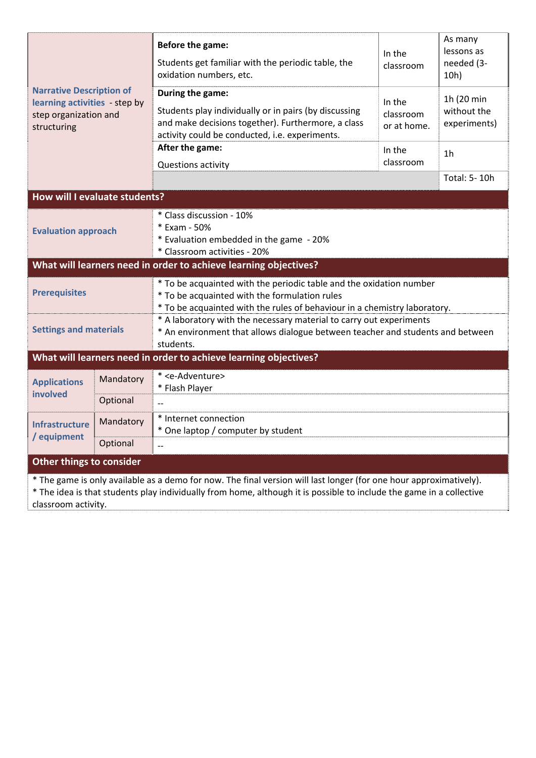| | | | |
|---|---|---|---|
| **Narrative Description of learning activities** - step by step organization and structuring | **Before the game:** Students get familiar with the periodic table, the oxidation numbers, etc. | In the classroom | As many lessons as needed (3-10h) |
| | **During the game:** Students play individually or in pairs (by discussing and make decisions together). Furthermore, a class activity could be conducted, i.e. experiments. | In the classroom or at home. | 1h (20 min without the experiments) |
| | **After the game:** Questions activity | In the classroom | 1h |
| | | | Total: 5- 10h |

## How will I evaluate students?

| | |
|---|---|
| **Evaluation approach** | * Class discussion - 10%<br>* Exam - 50%<br>* Evaluation embedded in the game - 20%<br>* Classroom activities - 20% |

## What will learners need in order to achieve learning objectives?

| | |
|---|---|
| **Prerequisites** | * To be acquainted with the periodic table and the oxidation number<br>* To be acquainted with the formulation rules<br>* To be acquainted with the rules of behaviour in a chemistry laboratory. |
| **Settings and materials** | * A laboratory with the necessary material to carry out experiments<br>* An environment that allows dialogue between teacher and students and between students. |

## What will learners need in order to achieve learning objectives?

| | | |
|---|---|---|
| **Applications involved** | Mandatory | * <e-Adventure><br>* Flash Player |
| | Optional | -- |
| **Infrastructure / equipment** | Mandatory | * Internet connection<br>* One laptop / computer by student |
| | Optional | -- |

## Other things to consider

* The game is only available as a demo for now. The final version will last longer (for one hour approximatively).
* The idea is that students play individually from home, although it is possible to include the game in a collective classroom activity.